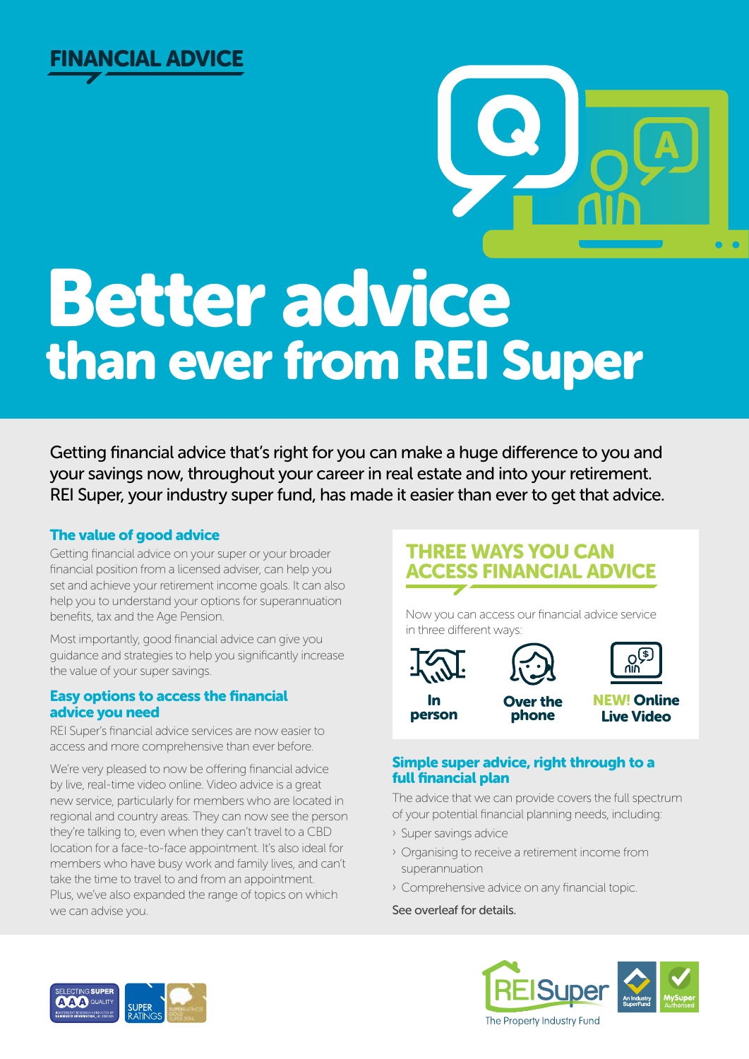FINANCIAL ADVICE

# Better advice
## than ever from REI Super

Getting financial advice that's right for you can make a huge difference to you and your savings now, throughout your career in real estate and into your retirement. REI Super, your industry super fund, has made it easier than ever to get that advice.

### The value of good advice

Getting financial advice on your super or your broader financial position from a licensed adviser, can help you set and achieve your retirement income goals. It can also help you to understand your options for superannuation benefits, tax and the Age Pension.

Most importantly, good financial advice can give you guidance and strategies to help you significantly increase the value of your super savings.

### Easy options to access the financial advice you need

REI Super's financial advice services are now easier to access and more comprehensive than ever before.

We're very pleased to now be offering financial advice by live, real-time video online. Video advice is a great new service, particularly for members who are located in regional and country areas. They can now see the person they're talking to, even when they can't travel to a CBD location for a face-to-face appointment. It's also ideal for members who have busy work and family lives, and can't take the time to travel to and from an appointment. Plus, we've also expanded the range of topics on which we can advise you.

### THREE WAYS YOU CAN ACCESS FINANCIAL ADVICE

Now you can access our financial advice service in three different ways:

- **In person**
- **Over the phone**
- **NEW! Online Live Video**

### Simple super advice, right through to a full financial plan

The advice that we can provide covers the full spectrum of your potential financial planning needs, including:

- Super savings advice
- Organising to receive a retirement income from superannuation
- Comprehensive advice on any financial topic.

See overleaf for details.

SELECTING SUPER AAA QUALITY

SUPER RATINGS

REI Super
The Property Industry Fund

An Industry SuperFund

MySuper Authorised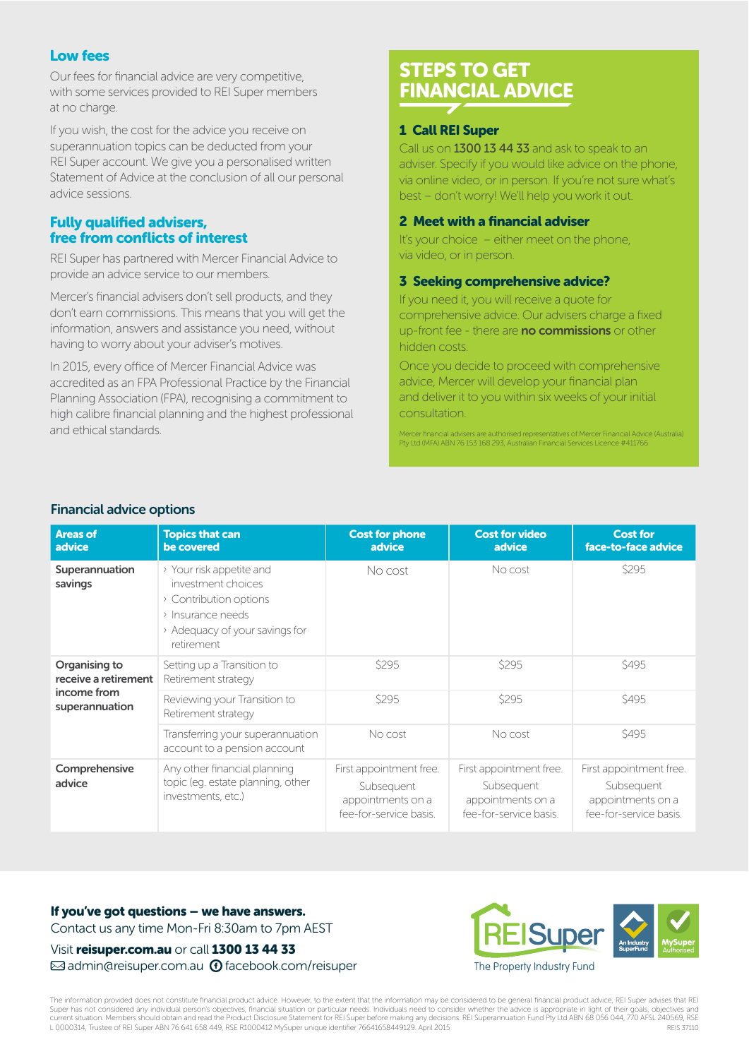## Low fees

Our fees for financial advice are very competitive, with some services provided to REI Super members at no charge.

If you wish, the cost for the advice you receive on superannuation topics can be deducted from your REI Super account. We give you a personalised written Statement of Advice at the conclusion of all our personal advice sessions.

## Fully qualified advisers, free from conflicts of interest

REI Super has partnered with Mercer Financial Advice to provide an advice service to our members.

Mercer's financial advisers don't sell products, and they don't earn commissions. This means that you will get the information, answers and assistance you need, without having to worry about your adviser's motives.

In 2015, every office of Mercer Financial Advice was accredited as an FPA Professional Practice by the Financial Planning Association (FPA), recognising a commitment to high calibre financial planning and the highest professional and ethical standards.

## STEPS TO GET FINANCIAL ADVICE

### 1 Call REI Super

Call us on **1300 13 44 33** and ask to speak to an adviser. Specify if you would like advice on the phone, via online video, or in person. If you're not sure what's best – don't worry! We'll help you work it out.

### 2 Meet with a financial adviser

It's your choice – either meet on the phone, via video, or in person.

### 3 Seeking comprehensive advice?

If you need it, you will receive a quote for comprehensive advice. Our advisers charge a fixed up-front fee - there are **no commissions** or other hidden costs.

Once you decide to proceed with comprehensive advice, Mercer will develop your financial plan and deliver it to you within six weeks of your initial consultation.

Mercer financial advisers are authorised representatives of Mercer Financial Advice (Australia) Pty Ltd (MFA) ABN 76 153 168 293, Australian Financial Services Licence #411766

## Financial advice options

| Areas of advice | Topics that can be covered | Cost for phone advice | Cost for video advice | Cost for face-to-face advice |
|---|---|---|---|---|
| **Superannuation savings** | › Your risk appetite and investment choices<br>› Contribution options<br>› Insurance needs<br>› Adequacy of your savings for retirement | No cost | No cost | $295 |
| **Organising to receive a retirement income from superannuation** | Setting up a Transition to Retirement strategy | $295 | $295 | $495 |
| | Reviewing your Transition to Retirement strategy | $295 | $295 | $495 |
| | Transferring your superannuation account to a pension account | No cost | No cost | $495 |
| **Comprehensive advice** | Any other financial planning topic (eg. estate planning, other investments, etc.) | First appointment free. Subsequent appointments on a fee-for-service basis. | First appointment free. Subsequent appointments on a fee-for-service basis. | First appointment free. Subsequent appointments on a fee-for-service basis. |

**If you've got questions – we have answers.**
Contact us any time Mon-Fri 8:30am to 7pm AEST

Visit **reisuper.com.au** or call **1300 13 44 33**
admin@reisuper.com.au facebook.com/reisuper

REI Super
The Property Industry Fund

An Industry SuperFund

MySuper Authorised

The information provided does not constitute financial product advice. However, to the extent that the information may be considered to be general financial product advice, REI Super advises that REI Super has not considered any individual person's objectives, financial situation or particular needs. Individuals need to consider whether the advice is appropriate in light of their goals, objectives and current situation. Members should obtain and read the Product Disclosure Statement for REI Super before making any decisions. REI Superannuation Fund Pty Ltd ABN 68 056 044, 770 AFSL 240569, RSE L 0000314, Trustee of REI Super ABN 76 641 658 449, RSE R1000412 MySuper unique identifier 76641658449129. April 2015

REIS 37110